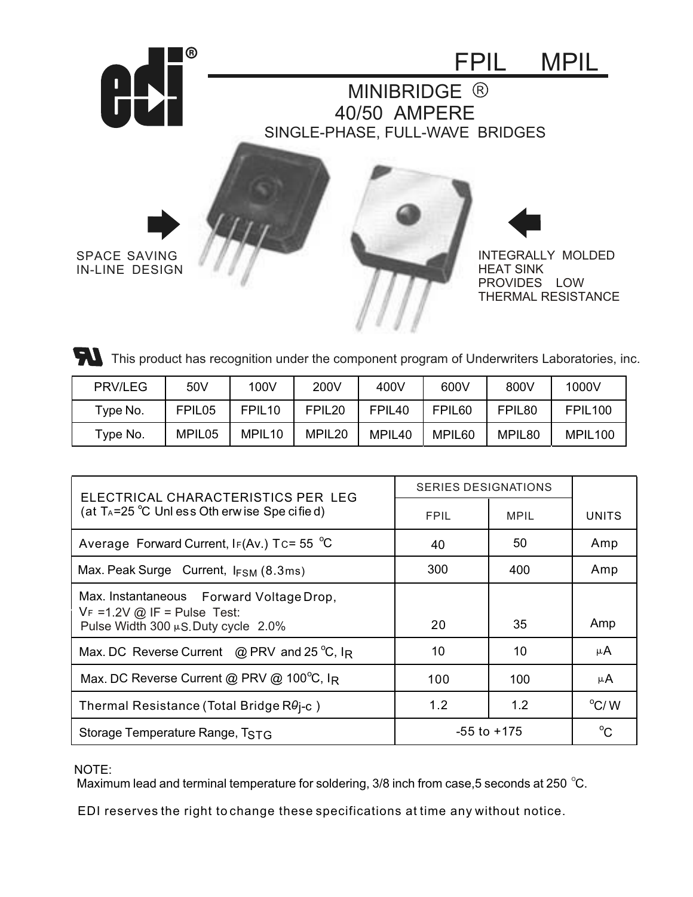# FPIL MPIL

## MINIBRIDGE ®
## 40/50 AMPERE
### SINGLE-PHASE, FULL-WAVE BRIDGES

SPACE SAVING IN-LINE DESIGN

INTEGRALLY MOLDED HEAT SINK PROVIDES LOW THERMAL RESISTANCE

This product has recognition under the component program of Underwriters Laboratories, inc.

| PRV/LEG | 50V | 100V | 200V | 400V | 600V | 800V | 1000V |
|---|---|---|---|---|---|---|---|
| Type No. | FPIL05 | FPIL10 | FPIL20 | FPIL40 | FPIL60 | FPIL80 | FPIL100 |
| Type No. | MPIL05 | MPIL10 | MPIL20 | MPIL40 | MPIL60 | MPIL80 | MPIL100 |

| ELECTRICAL CHARACTERISTICS PER LEG (at $T_A$=25 °C Unless Otherwise Specified) | SERIES DESIGNATIONS | | |
|---|---|---|---|
| | FPIL | MPIL | UNITS |
| Average Forward Current, $I_F$(Av.) $T_C$= 55 °C | 40 | 50 | Amp |
| Max. Peak Surge Current, $I_{FSM}$ (8.3ms) | 300 | 400 | Amp |
| Max. Instantaneous Forward Voltage Drop, $V_F$ =1.2V @ IF = Pulse Test: Pulse Width 300 µS. Duty cycle 2.0% | 20 | 35 | Amp |
| Max. DC Reverse Current @ PRV and 25 °C, $I_R$ | 10 | 10 | µA |
| Max. DC Reverse Current @ PRV @ 100°C, $I_R$ | 100 | 100 | µA |
| Thermal Resistance (Total Bridge $R\theta_{j\text{-}c}$ ) | 1.2 | 1.2 | °C/ W |
| Storage Temperature Range, $T_{STG}$ | -55 to +175 | | °C |

NOTE:
Maximum lead and terminal temperature for soldering, 3/8 inch from case,5 seconds at 250 °C.

EDI reserves the right to change these specifications at time any without notice.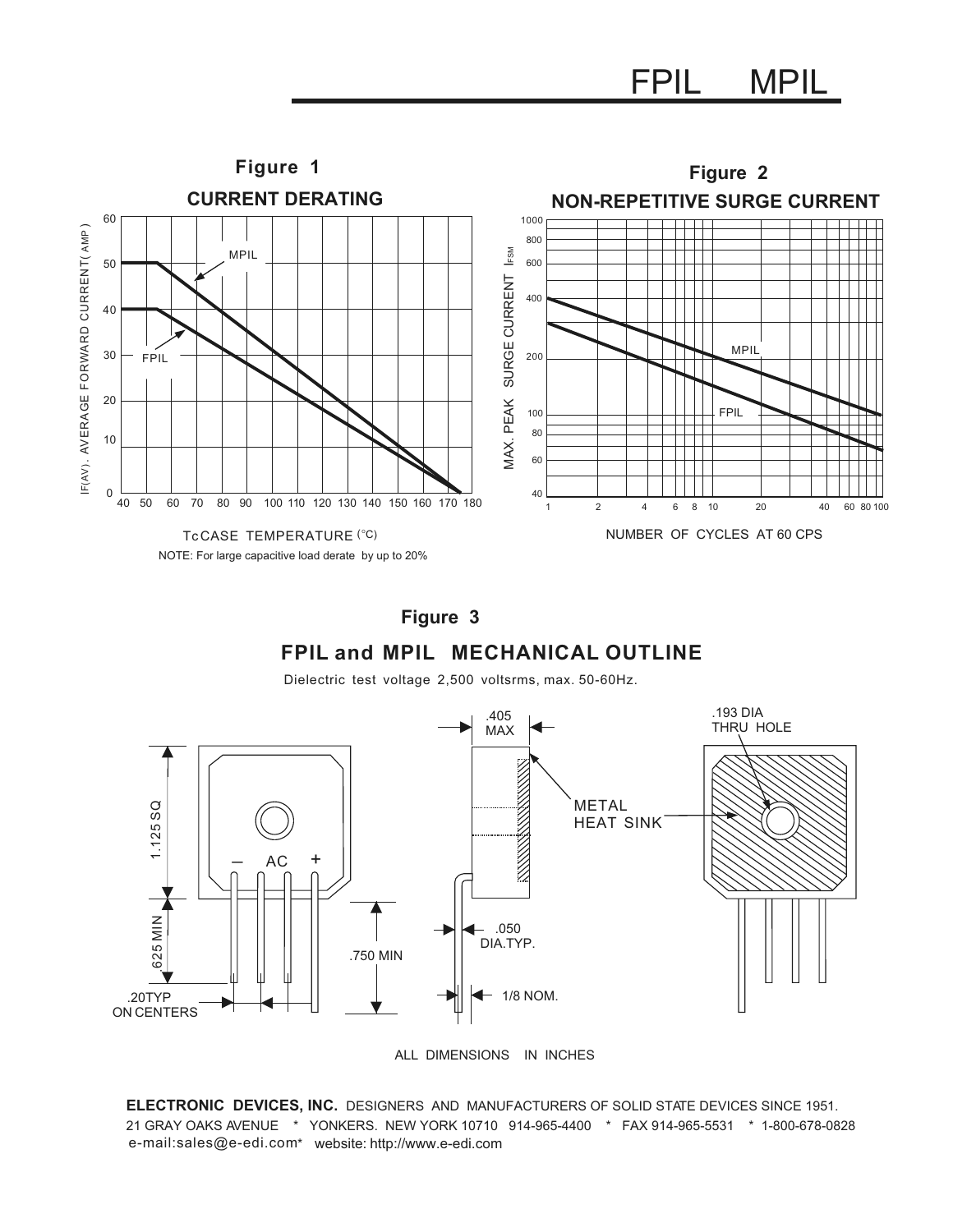# FPIL MPIL

## Figure 1

### CURRENT DERATING

IF(AV). AVERAGE FORWARD CURRENT( AMP )

60
50
40
30
20
10
0

MPIL

FPIL

40 50 60 70 80 90 100 110 120 130 140 150 160 170 180

TcCASE TEMPERATURE (°C)

NOTE: For large capacitive load derate by up to 20%

## Figure 2

### NON-REPETITIVE SURGE CURRENT

MAX. PEAK SURGE CURRENT $I_{FSM}$

1000
800
600
400
200
100
80
60
40

MPIL

FPIL

1 2 4 6 8 10 20 40 60 80 100

NUMBER OF CYCLES AT 60 CPS

## Figure 3

### FPIL and MPIL MECHANICAL OUTLINE

Dielectric test voltage 2,500 voltsrms, max. 50-60Hz.

1.125 SQ

.625 MIN

– AC +

.750 MIN

.20TYP ON CENTERS

.405 MAX

.050 DIA.TYP.

1/8 NOM.

METAL HEAT SINK

.193 DIA THRU HOLE

ALL DIMENSIONS IN INCHES

**ELECTRONIC DEVICES, INC.** DESIGNERS AND MANUFACTURERS OF SOLID STATE DEVICES SINCE 1951.
21 GRAY OAKS AVENUE * YONKERS. NEW YORK 10710 914-965-4400 * FAX 914-965-5531 * 1-800-678-0828
e-mail:sales@e-edi.com* website: http://www.e-edi.com